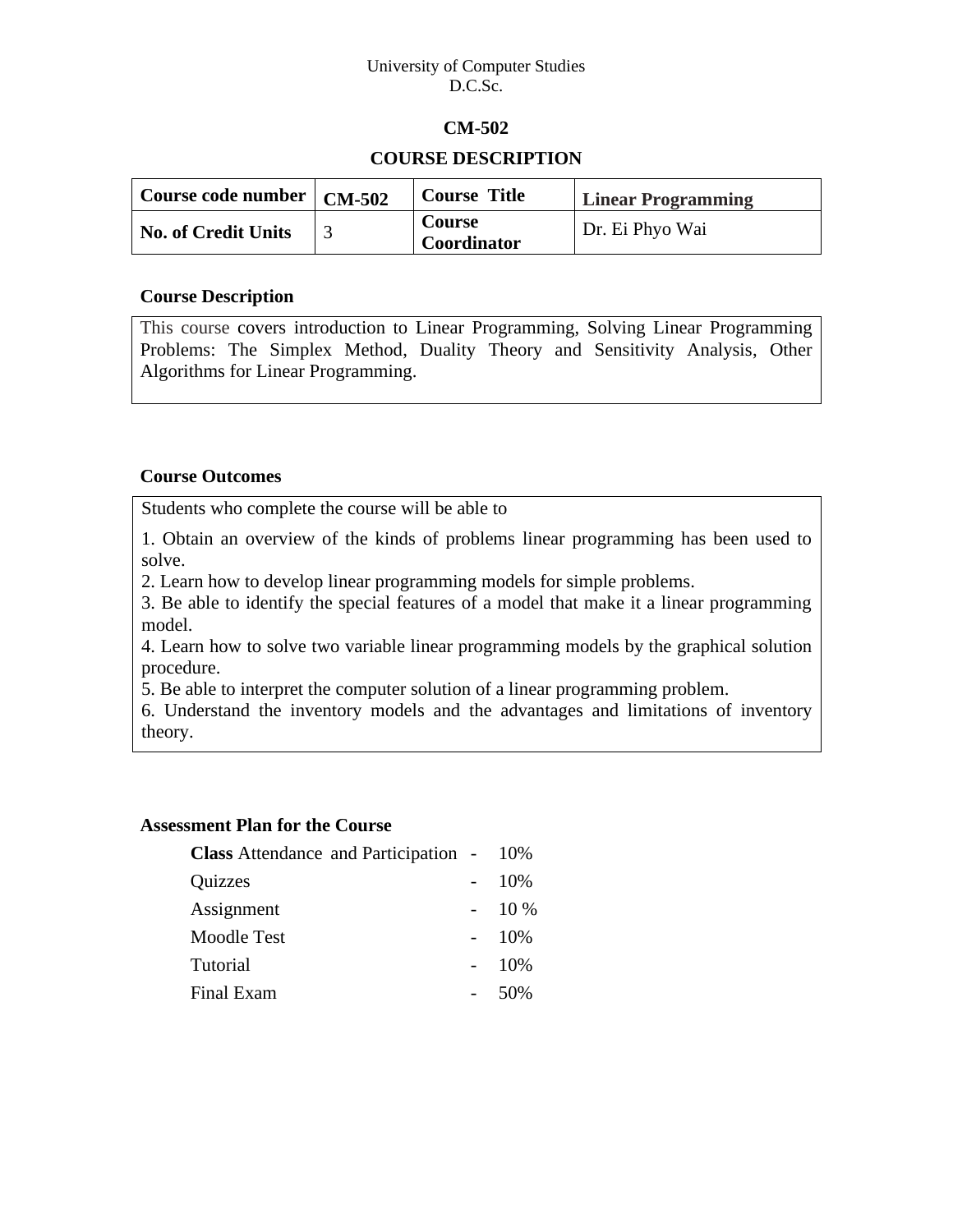University of Computer Studies
D.C.Sc.

# CM-502

## COURSE DESCRIPTION

| **Course code number** | **CM-502** | **Course Title** | **Linear Programming** |
|---|---|---|---|
| **No. of Credit Units** | 3 | **Course Coordinator** | Dr. Ei Phyo Wai |

### Course Description

This course covers introduction to Linear Programming, Solving Linear Programming Problems: The Simplex Method, Duality Theory and Sensitivity Analysis, Other Algorithms for Linear Programming.

### Course Outcomes

Students who complete the course will be able to

1. Obtain an overview of the kinds of problems linear programming has been used to solve.
2. Learn how to develop linear programming models for simple problems.
3. Be able to identify the special features of a model that make it a linear programming model.
4. Learn how to solve two variable linear programming models by the graphical solution procedure.
5. Be able to interpret the computer solution of a linear programming problem.
6. Understand the inventory models and the advantages and limitations of inventory theory.

### Assessment Plan for the Course

| | | |
|---|---|---|
| **Class** Attendance and Participation | - | 10% |
| Quizzes | - | 10% |
| Assignment | - | 10 % |
| Moodle Test | - | 10% |
| Tutorial | - | 10% |
| Final Exam | - | 50% |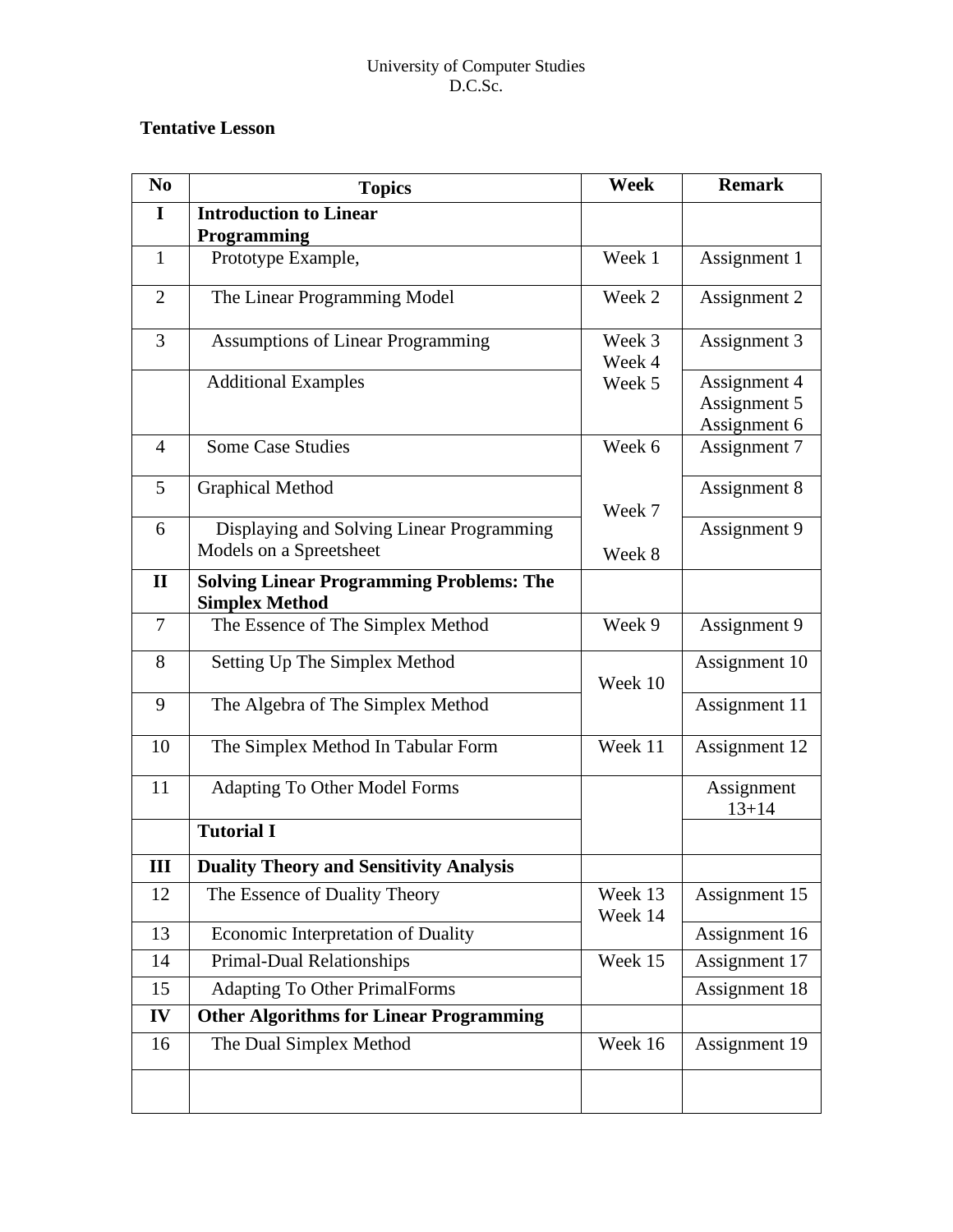University of Computer Studies
D.C.Sc.

**Tentative Lesson**

| No | Topics | Week | Remark |
|---|---|---|---|
| **I** | **Introduction to Linear Programming** | | |
| 1 | Prototype Example, | Week 1 | Assignment 1 |
| 2 | The Linear Programming Model | Week 2 | Assignment 2 |
| 3 | Assumptions of Linear Programming | Week 3<br>Week 4 | Assignment 3 |
| | Additional Examples | Week 5 | Assignment 4<br>Assignment 5<br>Assignment 6 |
| 4 | Some Case Studies | Week 6 | Assignment 7 |
| 5 | Graphical Method | Week 7 | Assignment 8 |
| 6 | Displaying and Solving Linear Programming Models on a Spreetsheet | Week 8 | Assignment 9 |
| **II** | **Solving Linear Programming Problems: The Simplex Method** | | |
| 7 | The Essence of The Simplex Method | Week 9 | Assignment 9 |
| 8 | Setting Up The Simplex Method | Week 10 | Assignment 10 |
| 9 | The Algebra of The Simplex Method | | Assignment 11 |
| 10 | The Simplex Method In Tabular Form | Week 11 | Assignment 12 |
| 11 | Adapting To Other Model Forms | | Assignment 13+14 |
| | **Tutorial I** | | |
| **III** | **Duality Theory and Sensitivity Analysis** | | |
| 12 | The Essence of Duality Theory | Week 13<br>Week 14 | Assignment 15 |
| 13 | Economic Interpretation of Duality | | Assignment 16 |
| 14 | Primal-Dual Relationships | Week 15 | Assignment 17 |
| 15 | Adapting To Other PrimalForms | | Assignment 18 |
| **IV** | **Other Algorithms for Linear Programming** | | |
| 16 | The Dual Simplex Method | Week 16 | Assignment 19 |
| | | | |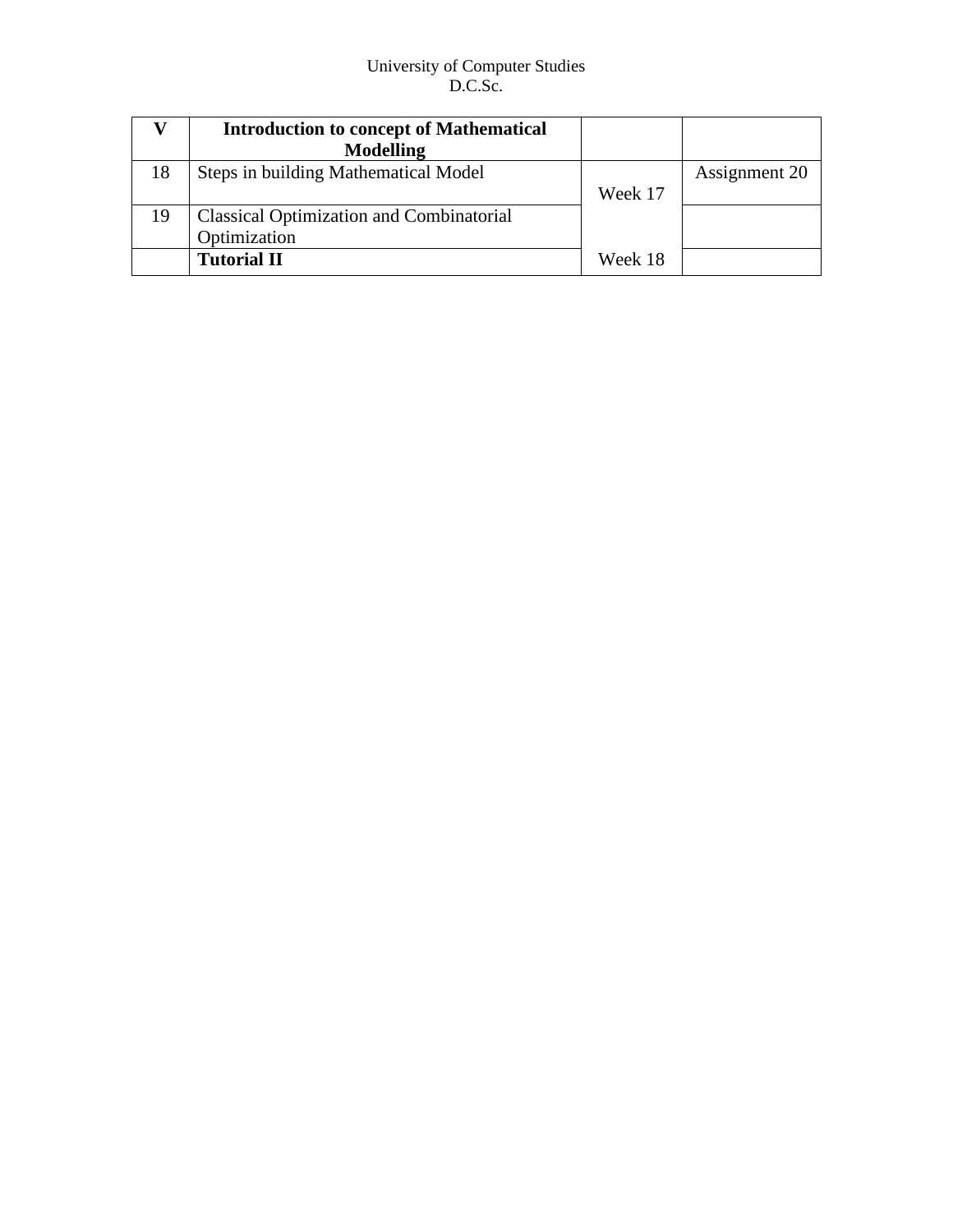| | | | |
|---|---|---|---|
| **V** | **Introduction to concept of Mathematical Modelling** | | |
| 18 | Steps in building Mathematical Model | Week 17 | Assignment 20 |
| 19 | Classical Optimization and Combinatorial Optimization | | |
| | **Tutorial II** | Week 18 | |